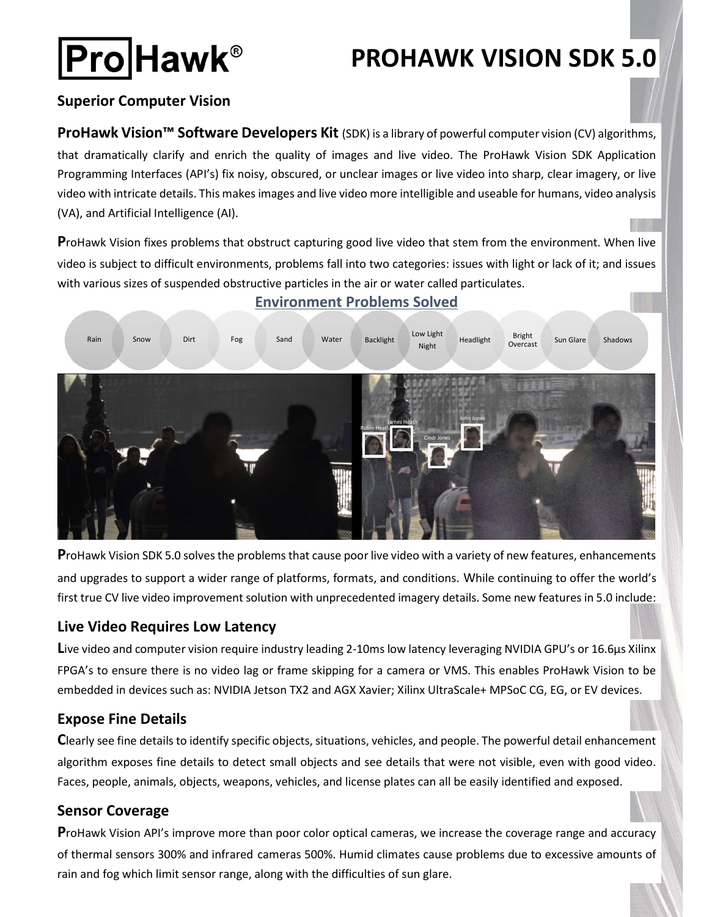# PROHAWK VISION SDK 5.0

## Superior Computer Vision

**ProHawk Vision™ Software Developers Kit** (SDK) is a library of powerful computer vision (CV) algorithms, that dramatically clarify and enrich the quality of images and live video. The ProHawk Vision SDK Application Programming Interfaces (API's) fix noisy, obscured, or unclear images or live video into sharp, clear imagery, or live video with intricate details. This makes images and live video more intelligible and useable for humans, video analysis (VA), and Artificial Intelligence (AI).

**P**roHawk Vision fixes problems that obstruct capturing good live video that stem from the environment. When live video is subject to difficult environments, problems fall into two categories: issues with light or lack of it; and issues with various sizes of suspended obstructive particles in the air or water called particulates.

**Environment Problems Solved**

Rain
Snow
Dirt
Fog
Sand
Water
Backlight
Low Light Night
Headlight
Bright Overcast
Sun Glare
Shadows

**P**roHawk Vision SDK 5.0 solves the problems that cause poor live video with a variety of new features, enhancements and upgrades to support a wider range of platforms, formats, and conditions. While continuing to offer the world's first true CV live video improvement solution with unprecedented imagery details. Some new features in 5.0 include:

## Live Video Requires Low Latency

**L**ive video and computer vision require industry leading 2-10ms low latency leveraging NVIDIA GPU's or 16.6µs Xilinx FPGA's to ensure there is no video lag or frame skipping for a camera or VMS. This enables ProHawk Vision to be embedded in devices such as: NVIDIA Jetson TX2 and AGX Xavier; Xilinx UltraScale+ MPSoC CG, EG, or EV devices.

## Expose Fine Details

**C**learly see fine details to identify specific objects, situations, vehicles, and people. The powerful detail enhancement algorithm exposes fine details to detect small objects and see details that were not visible, even with good video. Faces, people, animals, objects, weapons, vehicles, and license plates can all be easily identified and exposed.

## Sensor Coverage

**P**roHawk Vision API's improve more than poor color optical cameras, we increase the coverage range and accuracy of thermal sensors 300% and infrared cameras 500%. Humid climates cause problems due to excessive amounts of rain and fog which limit sensor range, along with the difficulties of sun glare.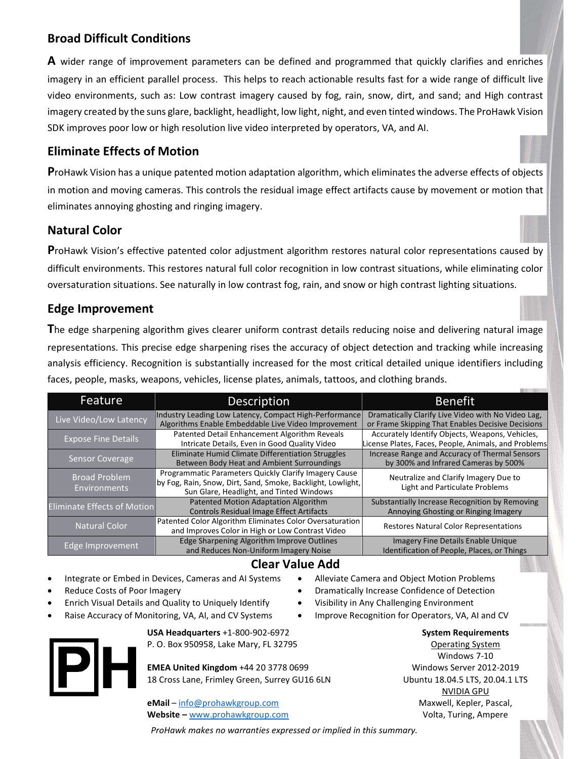## Broad Difficult Conditions

**A** wider range of improvement parameters can be defined and programmed that quickly clarifies and enriches imagery in an efficient parallel process. This helps to reach actionable results fast for a wide range of difficult live video environments, such as: Low contrast imagery caused by fog, rain, snow, dirt, and sand; and High contrast imagery created by the suns glare, backlight, headlight, low light, night, and even tinted windows. The ProHawk Vision SDK improves poor low or high resolution live video interpreted by operators, VA, and AI.

## Eliminate Effects of Motion

**P**roHawk Vision has a unique patented motion adaptation algorithm, which eliminates the adverse effects of objects in motion and moving cameras. This controls the residual image effect artifacts cause by movement or motion that eliminates annoying ghosting and ringing imagery.

## Natural Color

**P**roHawk Vision's effective patented color adjustment algorithm restores natural color representations caused by difficult environments. This restores natural full color recognition in low contrast situations, while eliminating color oversaturation situations. See naturally in low contrast fog, rain, and snow or high contrast lighting situations.

## Edge Improvement

**T**he edge sharpening algorithm gives clearer uniform contrast details reducing noise and delivering natural image representations. This precise edge sharpening rises the accuracy of object detection and tracking while increasing analysis efficiency. Recognition is substantially increased for the most critical detailed unique identifiers including faces, people, masks, weapons, vehicles, license plates, animals, tattoos, and clothing brands.

| Feature | Description | Benefit |
|---|---|---|
| Live Video/Low Latency | Industry Leading Low Latency, Compact High-Performance Algorithms Enable Embeddable Live Video Improvement | Dramatically Clarify Live Video with No Video Lag, or Frame Skipping That Enables Decisive Decisions |
| Expose Fine Details | Patented Detail Enhancement Algorithm Reveals Intricate Details, Even in Good Quality Video | Accurately Identify Objects, Weapons, Vehicles, License Plates, Faces, People, Animals, and Problems |
| Sensor Coverage | Eliminate Humid Climate Differentiation Struggles Between Body Heat and Ambient Surroundings | Increase Range and Accuracy of Thermal Sensors by 300% and Infrared Cameras by 500% |
| Broad Problem Environments | Programmatic Parameters Quickly Clarify Imagery Cause by Fog, Rain, Snow, Dirt, Sand, Smoke, Backlight, Lowlight, Sun Glare, Headlight, and Tinted Windows | Neutralize and Clarify Imagery Due to Light and Particulate Problems |
| Eliminate Effects of Motion | Patented Motion Adaptation Algorithm Controls Residual Image Effect Artifacts | Substantially Increase Recognition by Removing Annoying Ghosting or Ringing Imagery |
| Natural Color | Patented Color Algorithm Eliminates Color Oversaturation and Improves Color in High or Low Contrast Video | Restores Natural Color Representations |
| Edge Improvement | Edge Sharpening Algorithm Improve Outlines and Reduces Non-Uniform Imagery Noise | Imagery Fine Details Enable Unique Identification of People, Places, or Things |

## Clear Value Add

- Integrate or Embed in Devices, Cameras and AI Systems
- Reduce Costs of Poor Imagery
- Enrich Visual Details and Quality to Uniquely Identify
- Raise Accuracy of Monitoring, VA, AI, and CV Systems
- Alleviate Camera and Object Motion Problems
- Dramatically Increase Confidence of Detection
- Visibility in Any Challenging Environment
- Improve Recognition for Operators, VA, AI and CV

**USA Headquarters** +1-800-902-6972
P. O. Box 950958, Lake Mary, FL 32795

**EMEA United Kingdom** +44 20 3778 0699
18 Cross Lane, Frimley Green, Surrey GU16 6LN

**eMail** – info@prohawkgroup.com
**Website –** www.prohawkgroup.com

**System Requirements**

Operating System
Windows 7-10
Windows Server 2012-2019
Ubuntu 18.04.5 LTS, 20.04.1 LTS

NVIDIA GPU
Maxwell, Kepler, Pascal, Volta, Turing, Ampere

*ProHawk makes no warranties expressed or implied in this summary.*